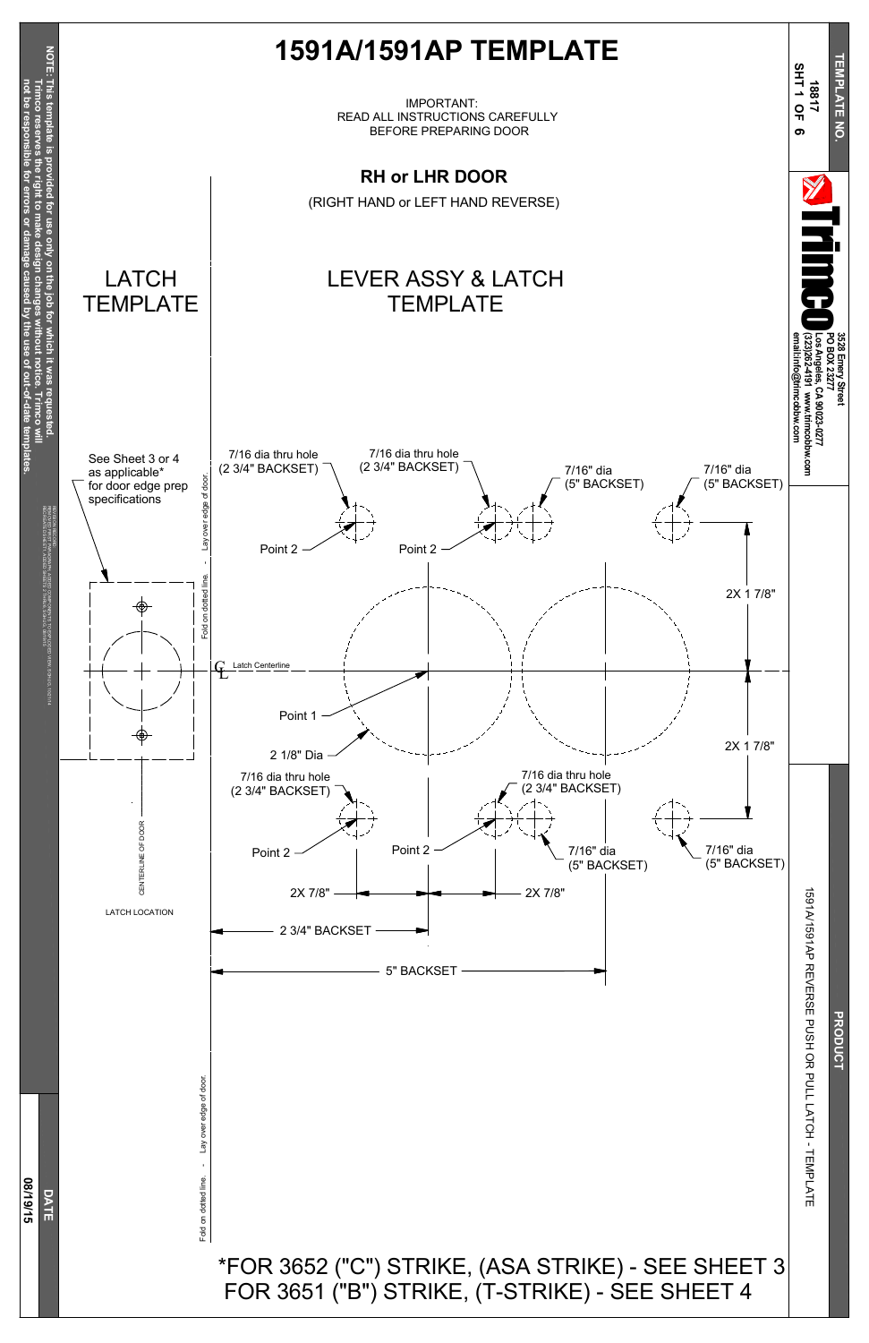# 1591A/1591AP TEMPLATE

IMPORTANT:
READ ALL INSTRUCTIONS CAREFULLY
BEFORE PREPARING DOOR

## RH or LHR DOOR

(RIGHT HAND or LEFT HAND REVERSE)

### LATCH TEMPLATE

See Sheet 3 or 4 as applicable* for door edge prep specifications

CENTERLINE OF DOOR

LATCH LOCATION

Fold on dotted line. - Lay over edge of door.

### LEVER ASSY & LATCH TEMPLATE

7/16 dia thru hole (2 3/4" BACKSET)

7/16 dia thru hole (2 3/4" BACKSET)

7/16" dia (5" BACKSET)

7/16" dia (5" BACKSET)

Point 2

Point 2

2X 1 7/8"

Latch Centerline

Point 1

2 1/8" Dia

2X 1 7/8"

7/16 dia thru hole (2 3/4" BACKSET)

7/16 dia thru hole (2 3/4" BACKSET)

Point 2

Point 2

7/16" dia (5" BACKSET)

7/16" dia (5" BACKSET)

2X 7/8"

2X 7/8"

2 3/4" BACKSET

5" BACKSET

Fold on dotted line. - Lay over edge of door.

*FOR 3652 ("C") STRIKE, (ASA STRIKE) - SEE SHEET 3
FOR 3651 ("B") STRIKE, (T-STRIKE) - SEE SHEET 4

**NOTE: This template is provided for use only on the job for which it was requested. Trimco reserves the right to make design changes without notice. Trimco will not be responsible for errors or damage caused by the use of out-of-date templates.**

**TEMPLATE NO.** 18817 SHT 1 OF 6

Trimco
3528 Emery Street
PO BOX 23277
Los Angeles, CA 90023-0277
(323)262-4191 www.trimcobbw.com
email:info@trimcobbw.com

**PRODUCT**
1591A/1591AP REVERSE PUSH OR PULL LATCH - TEMPLATE

**DATE**
08/19/15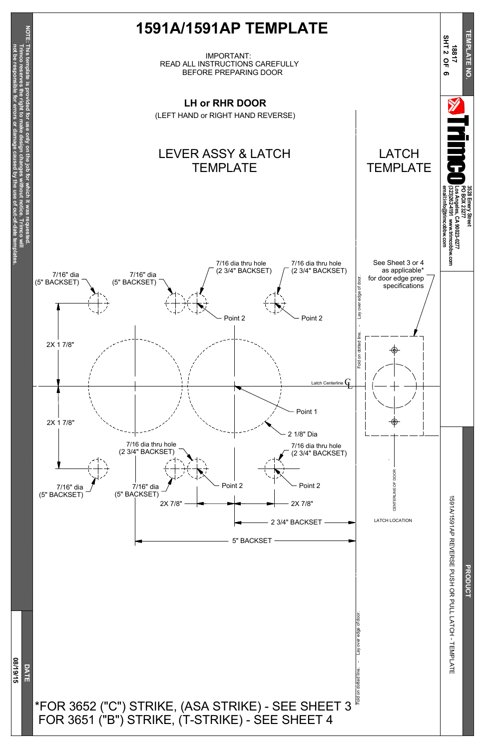# 1591A/1591AP TEMPLATE

IMPORTANT:
READ ALL INSTRUCTIONS CAREFULLY
BEFORE PREPARING DOOR

## LH or RHR DOOR

(LEFT HAND or RIGHT HAND REVERSE)

### LEVER ASSY & LATCH TEMPLATE

### LATCH TEMPLATE

See Sheet 3 or 4 as applicable* for door edge prep specifications

7/16" dia (5" BACKSET)

7/16" dia (5" BACKSET)

7/16 dia thru hole (2 3/4" BACKSET)

7/16 dia thru hole (2 3/4" BACKSET)

Point 2

Point 2

2X 1 7/8"

Latch Centerline ℄

Point 1

2X 1 7/8"

2 1/8" Dia

7/16 dia thru hole (2 3/4" BACKSET)

7/16 dia thru hole (2 3/4" BACKSET)

7/16" dia (5" BACKSET)

7/16" dia (5" BACKSET)

Point 2

Point 2

2X 7/8"

2X 7/8"

2 3/4" BACKSET

5" BACKSET

Fold on dotted line. - Lay over edge of door.

CENTERLINE OF DOOR

LATCH LOCATION

*FOR 3652 ("C") STRIKE, (ASA STRIKE) - SEE SHEET 3
FOR 3651 ("B") STRIKE, (T-STRIKE) - SEE SHEET 4

NOTE: This template is provided for use only on the job for which it was requested. Trimco reserves the right to make design changes without notice. Trimco will not be responsible for errors or damage caused by the use of out-of-date templates.

DATE: 08/19/15

TEMPLATE NO. 18817

Trimco
3528 Emery Street
PO BOX 23277
Los Angeles, CA 90023-0277
(323)262-4191 www.trimcobbw.com
email:info@trimcobbw.com

PRODUCT: 1591A/1591AP REVERSE PUSH OR PULL LATCH - TEMPLATE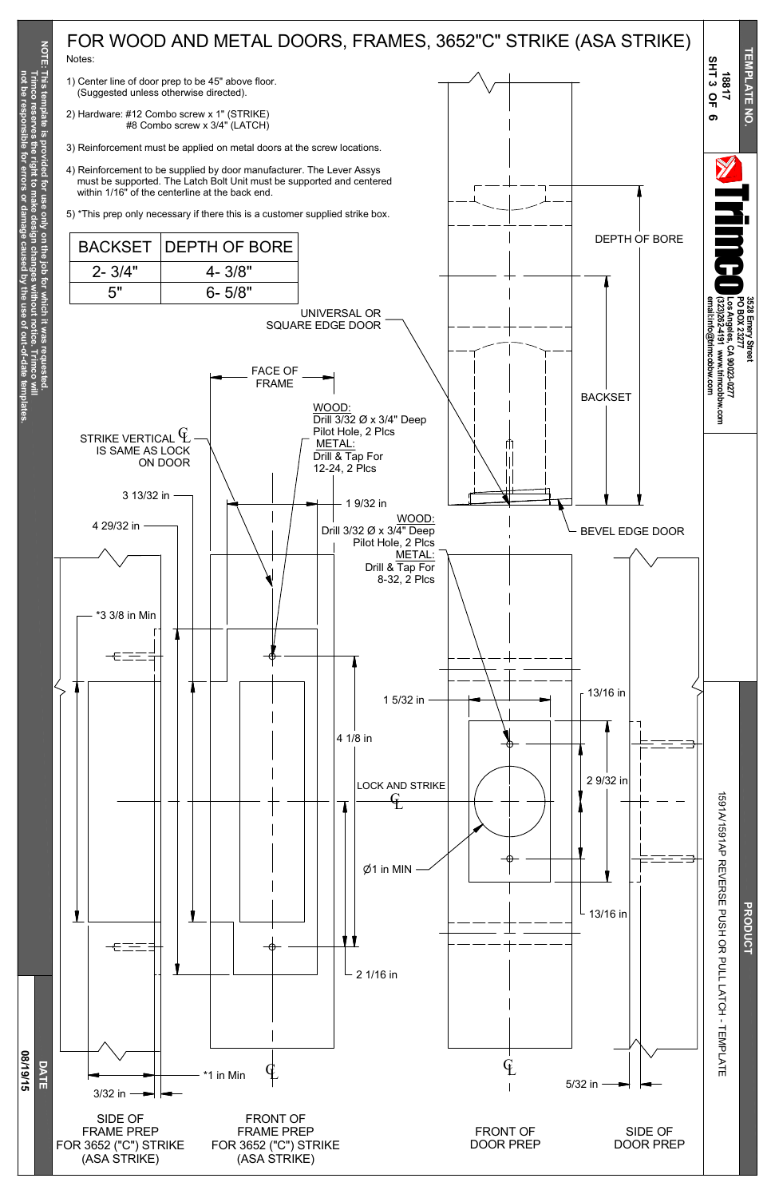# FOR WOOD AND METAL DOORS, FRAMES, 3652"C" STRIKE (ASA STRIKE)

Notes:

1) Center line of door prep to be 45" above floor. (Suggested unless otherwise directed).

2) Hardware: #12 Combo screw x 1" (STRIKE)
#8 Combo screw x 3/4" (LATCH)

3) Reinforcement must be applied on metal doors at the screw locations.

4) Reinforcement to be supplied by door manufacturer. The Lever Assys must be supported. The Latch Bolt Unit must be supported and centered within 1/16" of the centerline at the back end.

5) *This prep only necessary if there this is a customer supplied strike box.

| BACKSET | DEPTH OF BORE |
|---|---|
| 2- 3/4" | 4- 3/8" |
| 5" | 6- 5/8" |

UNIVERSAL OR SQUARE EDGE DOOR

DEPTH OF BORE

BACKSET

BEVEL EDGE DOOR

FACE OF FRAME

WOOD:
Drill 3/32 Ø x 3/4" Deep Pilot Hole, 2 Plcs
METAL:
Drill & Tap For 12-24, 2 Plcs

STRIKE VERTICAL ℄ IS SAME AS LOCK ON DOOR

3 13/32 in

1 9/32 in

4 29/32 in

WOOD:
Drill 3/32 Ø x 3/4" Deep Pilot Hole, 2 Plcs
METAL:
Drill & Tap For 8-32, 2 Plcs

*3 3/8 in Min

1 5/32 in

13/16 in

4 1/8 in

2 9/32 in

LOCK AND STRIKE ℄

Ø1 in MIN

13/16 in

2 1/16 in

*1 in Min

3/32 in

5/32 in

SIDE OF FRAME PREP FOR 3652 ("C") STRIKE (ASA STRIKE)

FRONT OF FRAME PREP FOR 3652 ("C") STRIKE (ASA STRIKE)

FRONT OF DOOR PREP

SIDE OF DOOR PREP

NOTE: This template is provided for use only on the job for which it was requested. Trimco reserves the right to make design changes without notice. Trimco will not be responsible for errors or damage caused by the use of out-of-date templates.

DATE 08/19/15

TEMPLATE NO. 18817 SHT 3 OF 6

Trimco
3528 Emery Street
PO BOX 23277
Los Angeles, CA 90023-0277
(323)262-4191 www.trimcobbw.com
email:info@trimcobbw.com

PRODUCT
1591A/1591AP REVERSE PUSH OR PULL LATCH - TEMPLATE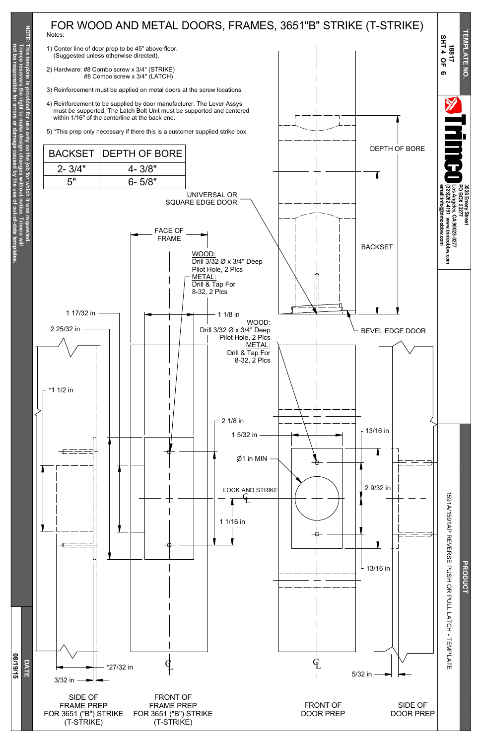# FOR WOOD AND METAL DOORS, FRAMES, 3651"B" STRIKE (T-STRIKE)

Notes:

1) Center line of door prep to be 45" above floor. (Suggested unless otherwise directed).

2) Hardware: #8 Combo screw x 3/4" (STRIKE)
#8 Combo screw x 3/4" (LATCH)

3) Reinforcement must be applied on metal doors at the screw locations.

4) Reinforcement to be supplied by door manufacturer. The Lever Assys must be supported. The Latch Bolt Unit must be supported and centered within 1/16" of the centerline at the back end.

5) *This prep only necessary if there this is a customer supplied strike box.

| BACKSET | DEPTH OF BORE |
|---|---|
| 2- 3/4" | 4- 3/8" |
| 5" | 6- 5/8" |

UNIVERSAL OR SQUARE EDGE DOOR

FACE OF FRAME

WOOD: Drill 3/32 Ø x 3/4" Deep Pilot Hole, 2 Plcs
METAL: Drill & Tap For 8-32, 2 Plcs

DEPTH OF BORE

BACKSET

BEVEL EDGE DOOR

1 17/32 in

2 25/32 in

1 1/8 in

WOOD: Drill 3/32 Ø x 3/4" Deep Pilot Hole, 2 Plcs
METAL: Drill & Tap For 8-32, 2 Plcs

*1 1/2 in

2 1/8 in

1 5/32 in

13/16 in

Ø1 in MIN

LOCK AND STRIKE ℄

2 9/32 in

1 1/16 in

13/16 in

*27/32 in

3/32 in

5/32 in

℄

℄

SIDE OF FRAME PREP FOR 3651 ("B") STRIKE (T-STRIKE)

FRONT OF FRAME PREP FOR 3651 ("B") STRIKE (T-STRIKE)

FRONT OF DOOR PREP

SIDE OF DOOR PREP

NOTE: This template is provided for use only on the job for which it was requested. Trimco reserves the right to make design changes without notice. Trimco will not be responsible for errors or damage caused by the use of out-of-date templates.

DATE 08/19/15

TEMPLATE NO. 18817 SHT 4 OF 6

Trimco
3528 Emery Street
PO BOX 23277
Los Angeles, CA 90023-0277
(323)262-4191 www.trimcobbw.com
email:info@trimcobbw.com

PRODUCT
1591A/1591AP REVERSE PUSH OR PULL LATCH - TEMPLATE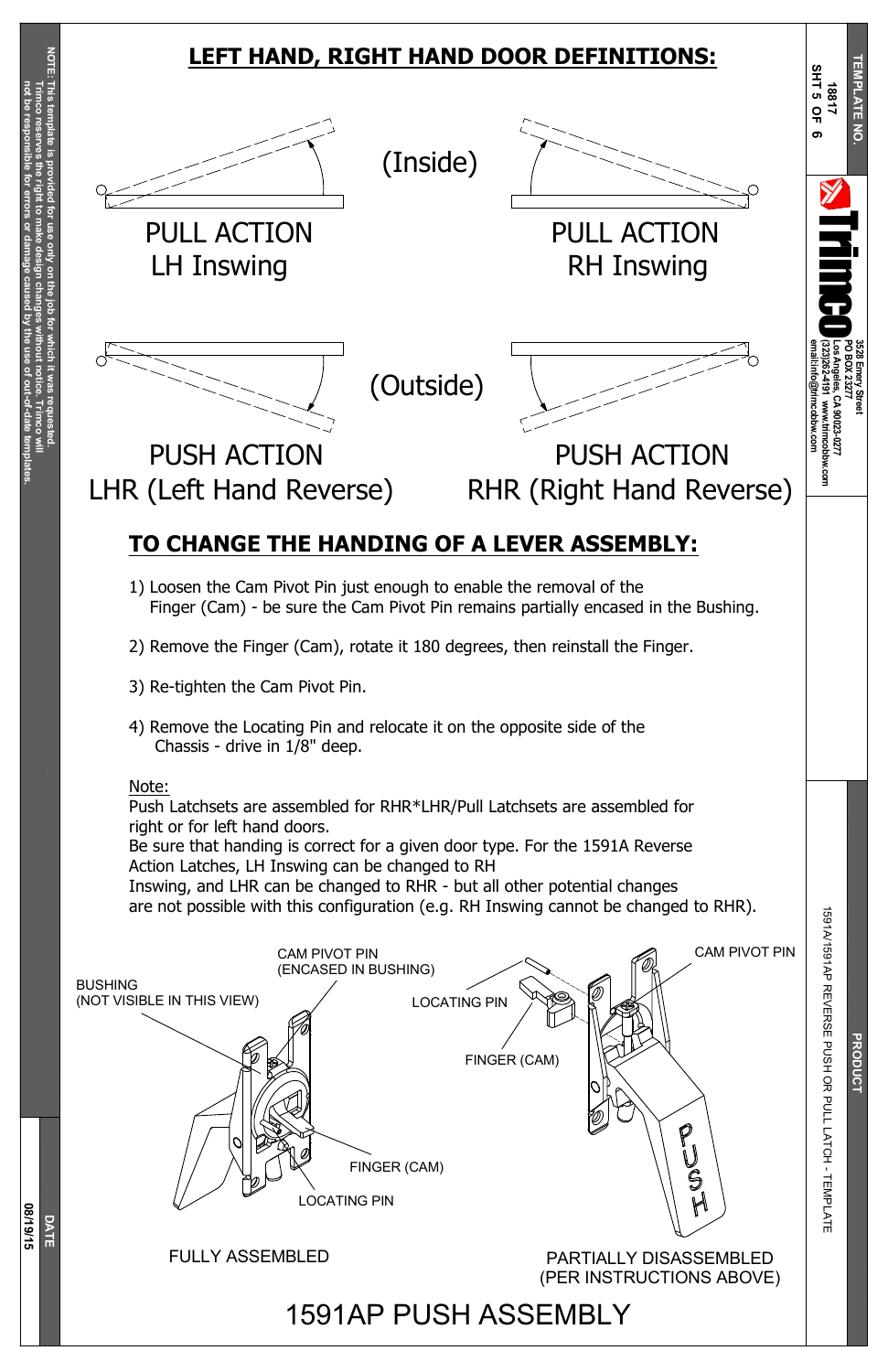# LEFT HAND, RIGHT HAND DOOR DEFINITIONS:

(Inside)

PULL ACTION
LH Inswing

PULL ACTION
RH Inswing

(Outside)

PUSH ACTION
LHR (Left Hand Reverse)

PUSH ACTION
RHR (Right Hand Reverse)

## TO CHANGE THE HANDING OF A LEVER ASSEMBLY:

1) Loosen the Cam Pivot Pin just enough to enable the removal of the Finger (Cam) - be sure the Cam Pivot Pin remains partially encased in the Bushing.

2) Remove the Finger (Cam), rotate it 180 degrees, then reinstall the Finger.

3) Re-tighten the Cam Pivot Pin.

4) Remove the Locating Pin and relocate it on the opposite side of the Chassis - drive in 1/8" deep.

Note:
Push Latchsets are assembled for RHR*LHR/Pull Latchsets are assembled for right or for left hand doors.
Be sure that handing is correct for a given door type. For the 1591A Reverse Action Latches, LH Inswing can be changed to RH Inswing, and LHR can be changed to RHR - but all other potential changes are not possible with this configuration (e.g. RH Inswing cannot be changed to RHR).

BUSHING (NOT VISIBLE IN THIS VIEW)

CAM PIVOT PIN (ENCASED IN BUSHING)

FINGER (CAM)

LOCATING PIN

FULLY ASSEMBLED

LOCATING PIN

FINGER (CAM)

CAM PIVOT PIN

PUSH

PARTIALLY DISASSEMBLED (PER INSTRUCTIONS ABOVE)

# 1591AP PUSH ASSEMBLY

NOTE: This template is provided for use only on the job for which it was requested. Trimco reserves the right to make design changes without notice. Trimco will not be responsible for errors or damage caused by the use of out-of-date templates.

DATE 08/19/15

TEMPLATE NO. 18817 SHT 5 OF 6

Trimco
3528 Emery Street
PO BOX 23277
Los Angeles, CA 90023-0277
(323)262-4191 www.trimcobbw.com
email:info@trimcobbw.com

PRODUCT 1591A/1591AP REVERSE PUSH OR PULL LATCH - TEMPLATE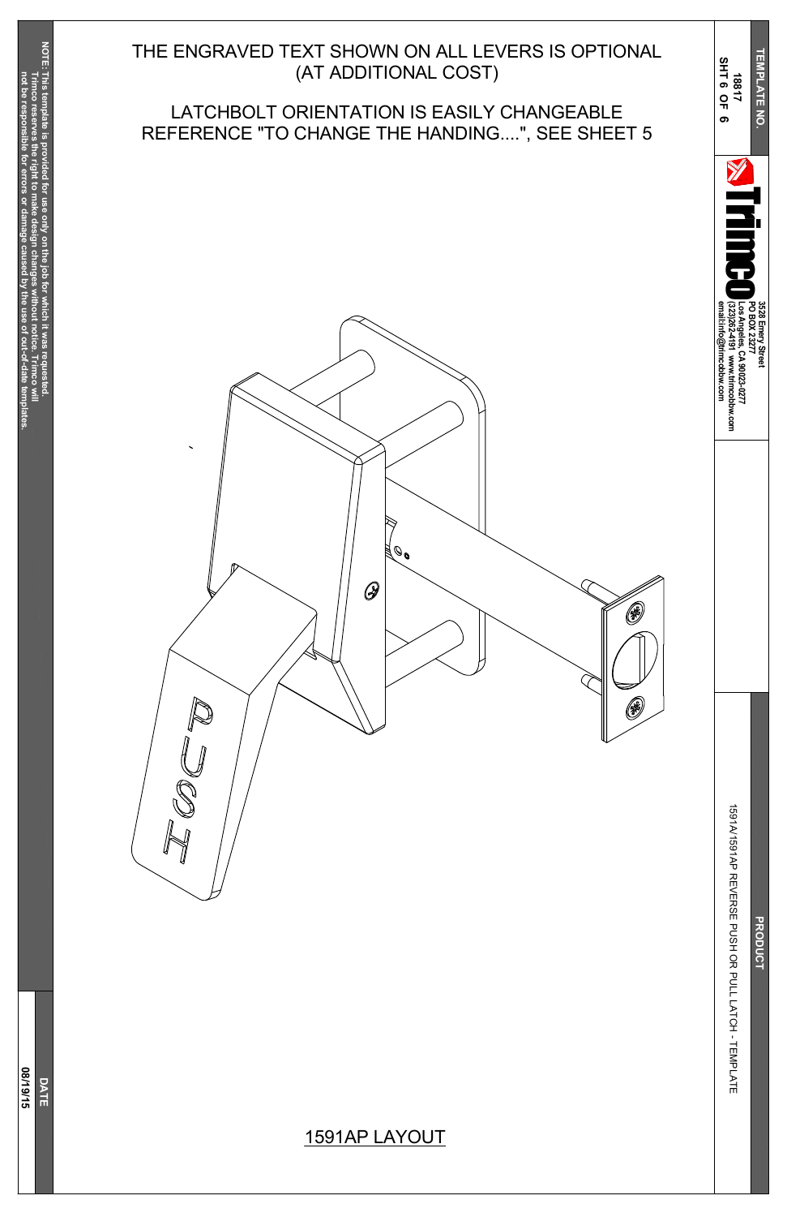THE ENGRAVED TEXT SHOWN ON ALL LEVERS IS OPTIONAL
(AT ADDITIONAL COST)

LATCHBOLT ORIENTATION IS EASILY CHANGEABLE
REFERENCE "TO CHANGE THE HANDING....", SEE SHEET 5

PUSH

1591AP LAYOUT

TEMPLATE NO.
18817
SHT 6 OF 6

Trimco
3528 Emery Street
PO BOX 23277
Los Angeles, CA 90023-0277
(323)262-4191 www.trimcobbw.com
email:info@trimcobbw.com

PRODUCT
1591A/1591AP REVERSE PUSH OR PULL LATCH - TEMPLATE

NOTE: This template is provided for use only on the job for which it was requested. Trimco reserves the right to make design changes without notice. Trimco will not be responsible for errors or damage caused by the use of out-of-date templates.

DATE
08/19/15